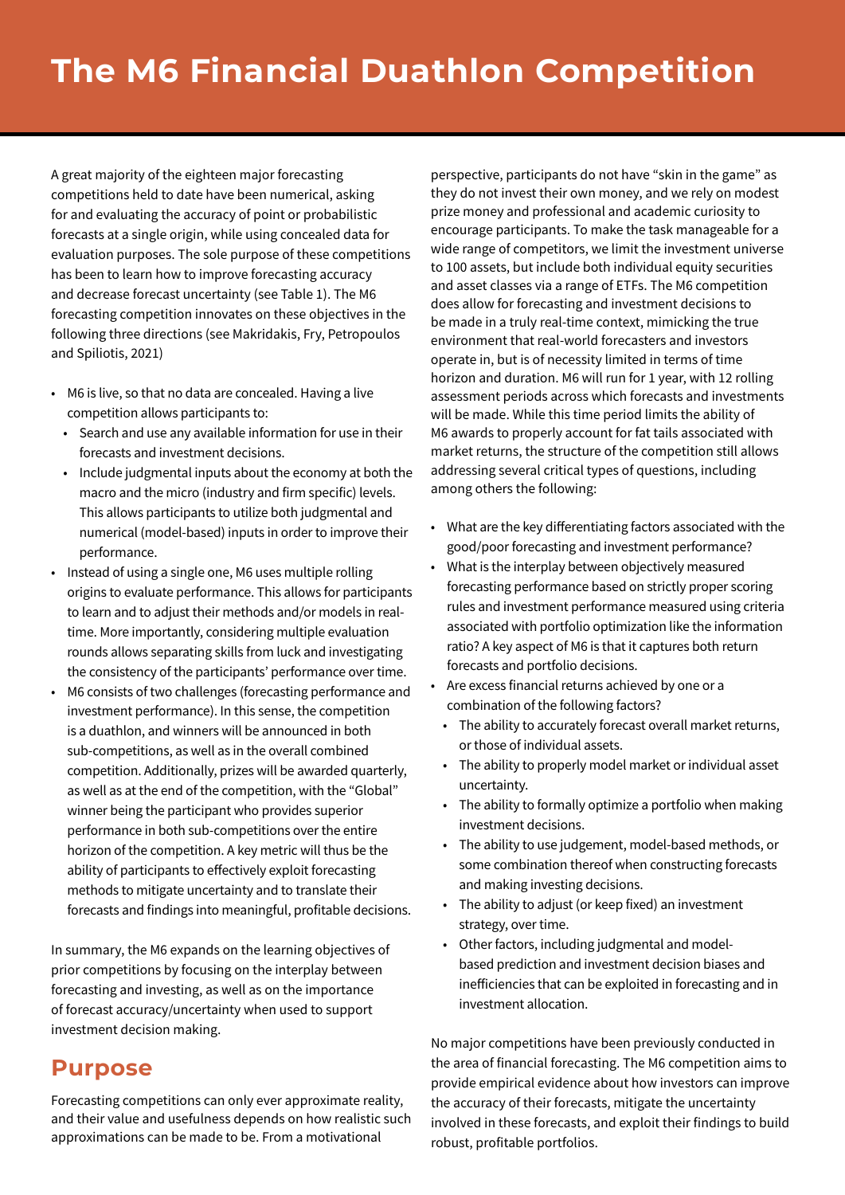# The M6 Financial Duathlon Competition

A great majority of the eighteen major forecasting competitions held to date have been numerical, asking for and evaluating the accuracy of point or probabilistic forecasts at a single origin, while using concealed data for evaluation purposes. The sole purpose of these competitions has been to learn how to improve forecasting accuracy and decrease forecast uncertainty (see Table 1). The M6 forecasting competition innovates on these objectives in the following three directions (see Makridakis, Fry, Petropoulos and Spiliotis, 2021)

- M6 is live, so that no data are concealed. Having a live competition allows participants to:
  - Search and use any available information for use in their forecasts and investment decisions.
  - Include judgmental inputs about the economy at both the macro and the micro (industry and firm specific) levels. This allows participants to utilize both judgmental and numerical (model-based) inputs in order to improve their performance.
- Instead of using a single one, M6 uses multiple rolling origins to evaluate performance. This allows for participants to learn and to adjust their methods and/or models in real-time. More importantly, considering multiple evaluation rounds allows separating skills from luck and investigating the consistency of the participants' performance over time.
- M6 consists of two challenges (forecasting performance and investment performance). In this sense, the competition is a duathlon, and winners will be announced in both sub-competitions, as well as in the overall combined competition. Additionally, prizes will be awarded quarterly, as well as at the end of the competition, with the "Global" winner being the participant who provides superior performance in both sub-competitions over the entire horizon of the competition. A key metric will thus be the ability of participants to effectively exploit forecasting methods to mitigate uncertainty and to translate their forecasts and findings into meaningful, profitable decisions.

In summary, the M6 expands on the learning objectives of prior competitions by focusing on the interplay between forecasting and investing, as well as on the importance of forecast accuracy/uncertainty when used to support investment decision making.

## Purpose

Forecasting competitions can only ever approximate reality, and their value and usefulness depends on how realistic such approximations can be made to be. From a motivational perspective, participants do not have "skin in the game" as they do not invest their own money, and we rely on modest prize money and professional and academic curiosity to encourage participants. To make the task manageable for a wide range of competitors, we limit the investment universe to 100 assets, but include both individual equity securities and asset classes via a range of ETFs. The M6 competition does allow for forecasting and investment decisions to be made in a truly real-time context, mimicking the true environment that real-world forecasters and investors operate in, but is of necessity limited in terms of time horizon and duration. M6 will run for 1 year, with 12 rolling assessment periods across which forecasts and investments will be made. While this time period limits the ability of M6 awards to properly account for fat tails associated with market returns, the structure of the competition still allows addressing several critical types of questions, including among others the following:

- What are the key differentiating factors associated with the good/poor forecasting and investment performance?
- What is the interplay between objectively measured forecasting performance based on strictly proper scoring rules and investment performance measured using criteria associated with portfolio optimization like the information ratio? A key aspect of M6 is that it captures both return forecasts and portfolio decisions.
- Are excess financial returns achieved by one or a combination of the following factors?
  - The ability to accurately forecast overall market returns, or those of individual assets.
  - The ability to properly model market or individual asset uncertainty.
  - The ability to formally optimize a portfolio when making investment decisions.
  - The ability to use judgement, model-based methods, or some combination thereof when constructing forecasts and making investing decisions.
  - The ability to adjust (or keep fixed) an investment strategy, over time.
  - Other factors, including judgmental and model-based prediction and investment decision biases and inefficiencies that can be exploited in forecasting and in investment allocation.

No major competitions have been previously conducted in the area of financial forecasting. The M6 competition aims to provide empirical evidence about how investors can improve the accuracy of their forecasts, mitigate the uncertainty involved in these forecasts, and exploit their findings to build robust, profitable portfolios.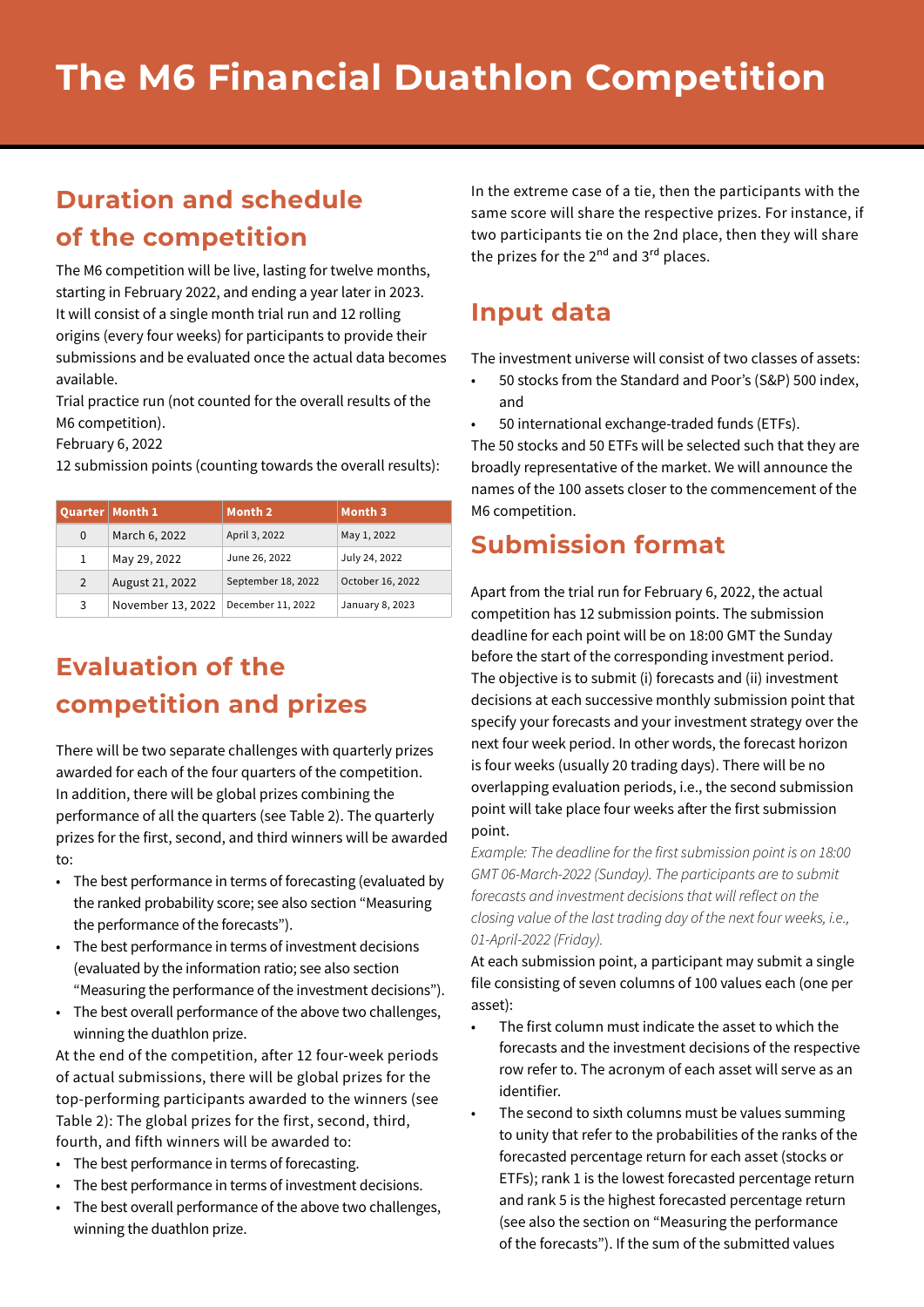# The M6 Financial Duathlon Competition

## Duration and schedule of the competition

The M6 competition will be live, lasting for twelve months, starting in February 2022, and ending a year later in 2023. It will consist of a single month trial run and 12 rolling origins (every four weeks) for participants to provide their submissions and be evaluated once the actual data becomes available.

Trial practice run (not counted for the overall results of the M6 competition).

February 6, 2022

12 submission points (counting towards the overall results):

| Quarter | Month 1 | Month 2 | Month 3 |
|---|---|---|---|
| 0 | March 6, 2022 | April 3, 2022 | May 1, 2022 |
| 1 | May 29, 2022 | June 26, 2022 | July 24, 2022 |
| 2 | August 21, 2022 | September 18, 2022 | October 16, 2022 |
| 3 | November 13, 2022 | December 11, 2022 | January 8, 2023 |

## Evaluation of the competition and prizes

There will be two separate challenges with quarterly prizes awarded for each of the four quarters of the competition. In addition, there will be global prizes combining the performance of all the quarters (see Table 2). The quarterly prizes for the first, second, and third winners will be awarded to:

- The best performance in terms of forecasting (evaluated by the ranked probability score; see also section "Measuring the performance of the forecasts").
- The best performance in terms of investment decisions (evaluated by the information ratio; see also section "Measuring the performance of the investment decisions").
- The best overall performance of the above two challenges, winning the duathlon prize.

At the end of the competition, after 12 four-week periods of actual submissions, there will be global prizes for the top-performing participants awarded to the winners (see Table 2): The global prizes for the first, second, third, fourth, and fifth winners will be awarded to:

- The best performance in terms of forecasting.
- The best performance in terms of investment decisions.
- The best overall performance of the above two challenges, winning the duathlon prize.

In the extreme case of a tie, then the participants with the same score will share the respective prizes. For instance, if two participants tie on the 2nd place, then they will share the prizes for the 2nd and 3rd places.

## Input data

The investment universe will consist of two classes of assets:

- 50 stocks from the Standard and Poor's (S&P) 500 index, and
- 50 international exchange-traded funds (ETFs).

The 50 stocks and 50 ETFs will be selected such that they are broadly representative of the market. We will announce the names of the 100 assets closer to the commencement of the M6 competition.

## Submission format

Apart from the trial run for February 6, 2022, the actual competition has 12 submission points. The submission deadline for each point will be on 18:00 GMT the Sunday before the start of the corresponding investment period. The objective is to submit (i) forecasts and (ii) investment decisions at each successive monthly submission point that specify your forecasts and your investment strategy over the next four week period. In other words, the forecast horizon is four weeks (usually 20 trading days). There will be no overlapping evaluation periods, i.e., the second submission point will take place four weeks after the first submission point.

*Example: The deadline for the first submission point is on 18:00 GMT 06-March-2022 (Sunday). The participants are to submit forecasts and investment decisions that will reflect on the closing value of the last trading day of the next four weeks, i.e., 01-April-2022 (Friday).*

At each submission point, a participant may submit a single file consisting of seven columns of 100 values each (one per asset):

- The first column must indicate the asset to which the forecasts and the investment decisions of the respective row refer to. The acronym of each asset will serve as an identifier.
- The second to sixth columns must be values summing to unity that refer to the probabilities of the ranks of the forecasted percentage return for each asset (stocks or ETFs); rank 1 is the lowest forecasted percentage return and rank 5 is the highest forecasted percentage return (see also the section on "Measuring the performance of the forecasts"). If the sum of the submitted values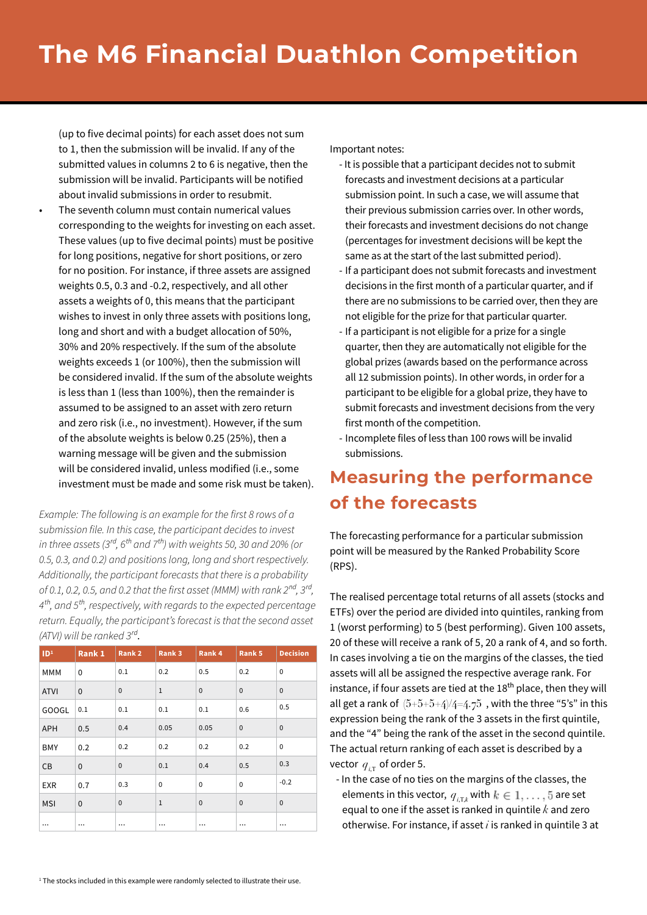# The M6 Financial Duathlon Competition

(up to five decimal points) for each asset does not sum to 1, then the submission will be invalid. If any of the submitted values in columns 2 to 6 is negative, then the submission will be invalid. Participants will be notified about invalid submissions in order to resubmit.

- The seventh column must contain numerical values corresponding to the weights for investing on each asset. These values (up to five decimal points) must be positive for long positions, negative for short positions, or zero for no position. For instance, if three assets are assigned weights 0.5, 0.3 and -0.2, respectively, and all other assets a weights of 0, this means that the participant wishes to invest in only three assets with positions long, long and short and with a budget allocation of 50%, 30% and 20% respectively. If the sum of the absolute weights exceeds 1 (or 100%), then the submission will be considered invalid. If the sum of the absolute weights is less than 1 (less than 100%), then the remainder is assumed to be assigned to an asset with zero return and zero risk (i.e., no investment). However, if the sum of the absolute weights is below 0.25 (25%), then a warning message will be given and the submission will be considered invalid, unless modified (i.e., some investment must be made and some risk must be taken).

*Example: The following is an example for the first 8 rows of a submission file. In this case, the participant decides to invest in three assets (3rd, 6th and 7th) with weights 50, 30 and 20% (or 0.5, 0.3, and 0.2) and positions long, long and short respectively. Additionally, the participant forecasts that there is a probability of 0.1, 0.2, 0.5, and 0.2 that the first asset (MMM) with rank 2nd, 3rd, 4th, and 5th, respectively, with regards to the expected percentage return. Equally, the participant's forecast is that the second asset (ATVI) will be ranked 3rd.*

| ID[1] | Rank 1 | Rank 2 | Rank 3 | Rank 4 | Rank 5 | Decision |
|---|---|---|---|---|---|---|
| MMM | 0 | 0.1 | 0.2 | 0.5 | 0.2 | 0 |
| ATVI | 0 | 0 | 1 | 0 | 0 | 0 |
| GOOGL | 0.1 | 0.1 | 0.1 | 0.1 | 0.6 | 0.5 |
| APH | 0.5 | 0.4 | 0.05 | 0.05 | 0 | 0 |
| BMY | 0.2 | 0.2 | 0.2 | 0.2 | 0.2 | 0 |
| CB | 0 | 0 | 0.1 | 0.4 | 0.5 | 0.3 |
| EXR | 0.7 | 0.3 | 0 | 0 | 0 | -0.2 |
| MSI | 0 | 0 | 1 | 0 | 0 | 0 |
| ... | ... | ... | ... | ... | ... | ... |

Important notes:

- It is possible that a participant decides not to submit forecasts and investment decisions at a particular submission point. In such a case, we will assume that their previous submission carries over. In other words, their forecasts and investment decisions do not change (percentages for investment decisions will be kept the same as at the start of the last submitted period).
- If a participant does not submit forecasts and investment decisions in the first month of a particular quarter, and if there are no submissions to be carried over, then they are not eligible for the prize for that particular quarter.
- If a participant is not eligible for a prize for a single quarter, then they are automatically not eligible for the global prizes (awards based on the performance across all 12 submission points). In other words, in order for a participant to be eligible for a global prize, they have to submit forecasts and investment decisions from the very first month of the competition.
- Incomplete files of less than 100 rows will be invalid submissions.

## Measuring the performance of the forecasts

The forecasting performance for a particular submission point will be measured by the Ranked Probability Score (RPS).

The realised percentage total returns of all assets (stocks and ETFs) over the period are divided into quintiles, ranking from 1 (worst performing) to 5 (best performing). Given 100 assets, 20 of these will receive a rank of 5, 20 a rank of 4, and so forth. In cases involving a tie on the margins of the classes, the tied assets will all be assigned the respective average rank. For instance, if four assets are tied at the 18th place, then they will all get a rank of $(5+5+5+4)/4 = 4.75$, with the three "5's" in this expression being the rank of the 3 assets in the first quintile, and the "4" being the rank of the asset in the second quintile. The actual return ranking of each asset is described by a vector $q_{i,T}$ of order 5.

- In the case of no ties on the margins of the classes, the elements in this vector, $q_{i,T,k}$ with $k \in 1, \ldots, 5$ are set equal to one if the asset is ranked in quintile $k$ and zero otherwise. For instance, if asset $i$ is ranked in quintile 3 at

[1] The stocks included in this example were randomly selected to illustrate their use.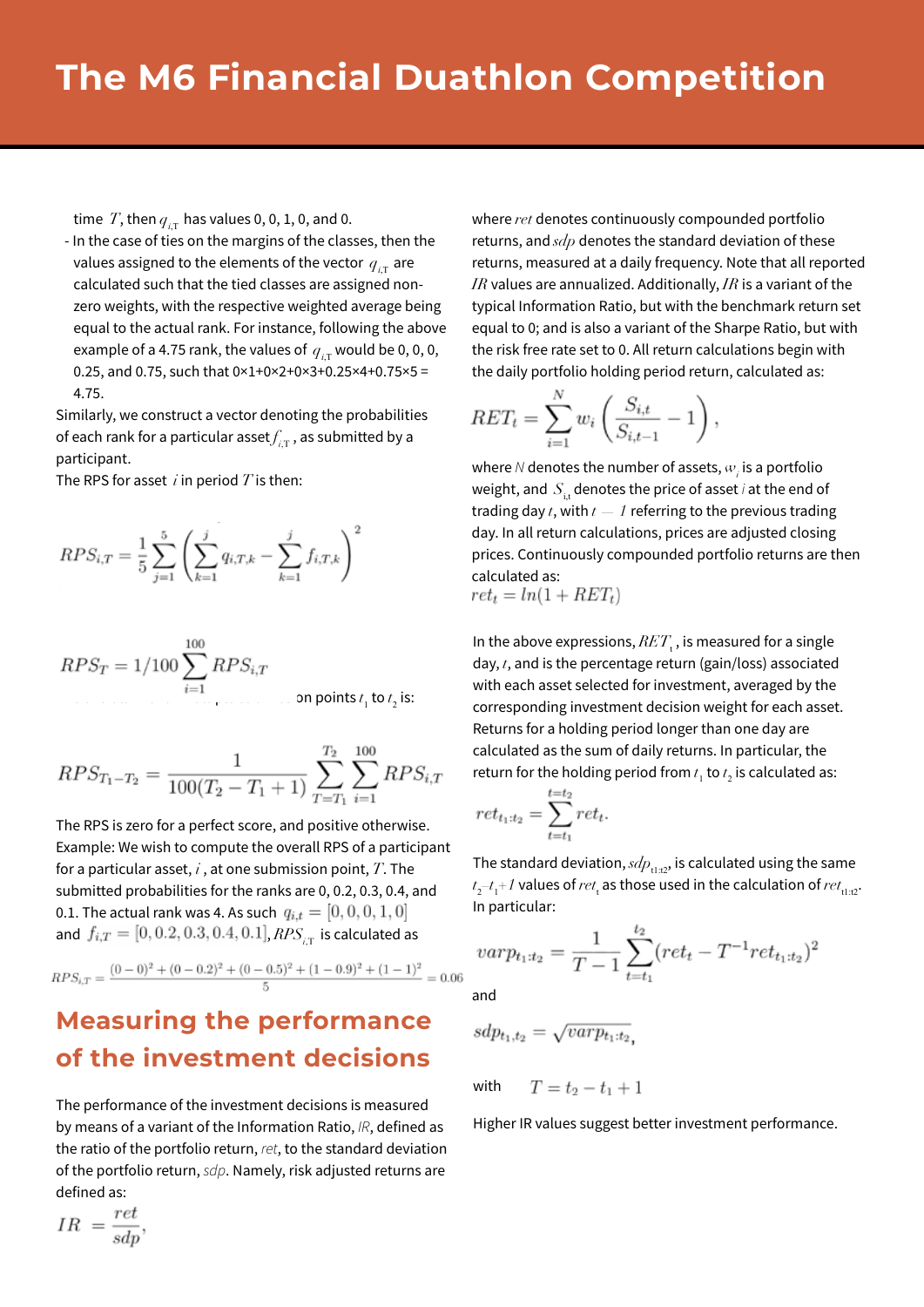time $T$, then $q_{i,T}$ has values 0, 0, 1, 0, and 0.

- In the case of ties on the margins of the classes, then the values assigned to the elements of the vector $q_{i,T}$ are calculated such that the tied classes are assigned non-zero weights, with the respective weighted average being equal to the actual rank. For instance, following the above example of a 4.75 rank, the values of $q_{i,T}$ would be 0, 0, 0, 0.25, and 0.75, such that 0×1+0×2+0×3+0.25×4+0.75×5 = 4.75.

Similarly, we construct a vector denoting the probabilities of each rank for a particular asset $f_{i,T}$, as submitted by a participant.

The RPS for asset $i$ in period $T$ is then:

$$RPS_{i,T} = \frac{1}{5}\sum_{j=1}^{5}\left(\sum_{k=1}^{j} q_{i,T,k} - \sum_{k=1}^{j} f_{i,T,k}\right)^2$$

$$RPS_T = 1/100 \sum_{i=1}^{100} RPS_{i,T}$$

on points $t_1$ to $t_2$ is:

$$RPS_{T_1-T_2} = \frac{1}{100(T_2 - T_1 + 1)} \sum_{T=T_1}^{T_2} \sum_{i=1}^{100} RPS_{i,T}$$

The RPS is zero for a perfect score, and positive otherwise. Example: We wish to compute the overall RPS of a participant for a particular asset, $i$, at one submission point, $T$. The submitted probabilities for the ranks are 0, 0.2, 0.3, 0.4, and 0.1. The actual rank was 4. As such $q_{i,t} = [0, 0, 0, 1, 0]$ and $f_{i,T} = [0, 0.2, 0.3, 0.4, 0.1]$, $RPS_{i,T}$ is calculated as

$$RPS_{i,T} = \frac{(0-0)^2 + (0-0.2)^2 + (0-0.5)^2 + (1-0.9)^2 + (1-1)^2}{5} = 0.06$$

## Measuring the performance of the investment decisions

The performance of the investment decisions is measured by means of a variant of the Information Ratio, *IR*, defined as the ratio of the portfolio return, *ret*, to the standard deviation of the portfolio return, *sdp*. Namely, risk adjusted returns are defined as:

$$IR = \frac{ret}{sdp},$$

where $ret$ denotes continuously compounded portfolio returns, and $sdp$ denotes the standard deviation of these returns, measured at a daily frequency. Note that all reported $IR$ values are annualized. Additionally, $IR$ is a variant of the typical Information Ratio, but with the benchmark return set equal to 0; and is also a variant of the Sharpe Ratio, but with the risk free rate set to 0. All return calculations begin with the daily portfolio holding period return, calculated as:

$$RET_t = \sum_{i=1}^{N} w_i \left(\frac{S_{i,t}}{S_{i,t-1}} - 1\right),$$

where $N$ denotes the number of assets, $w_i$ is a portfolio weight, and $S_{i,t}$ denotes the price of asset $i$ at the end of trading day $t$, with $t - 1$ referring to the previous trading day. In all return calculations, prices are adjusted closing prices. Continuously compounded portfolio returns are then calculated as:

$$ret_t = ln(1 + RET_t)$$

In the above expressions, $RET_t$, is measured for a single day, $t$, and is the percentage return (gain/loss) associated with each asset selected for investment, averaged by the corresponding investment decision weight for each asset. Returns for a holding period longer than one day are calculated as the sum of daily returns. In particular, the return for the holding period from $t_1$ to $t_2$ is calculated as:

$$ret_{t_1:t_2} = \sum_{t=t_1}^{t=t_2} ret_t.$$

The standard deviation, $sdp_{t1:t2}$, is calculated using the same $t_2 - t_1 + 1$ values of $ret_t$ as those used in the calculation of $ret_{t1:t2}$. In particular:

$$varp_{t_1:t_2} = \frac{1}{T-1}\sum_{t=t_1}^{t_2}(ret_t - T^{-1}ret_{t_1:t_2})^2$$

and

$$sdp_{t_1,t_2} = \sqrt{varp_{t_1:t_2}},$$

with $T = t_2 - t_1 + 1$

Higher IR values suggest better investment performance.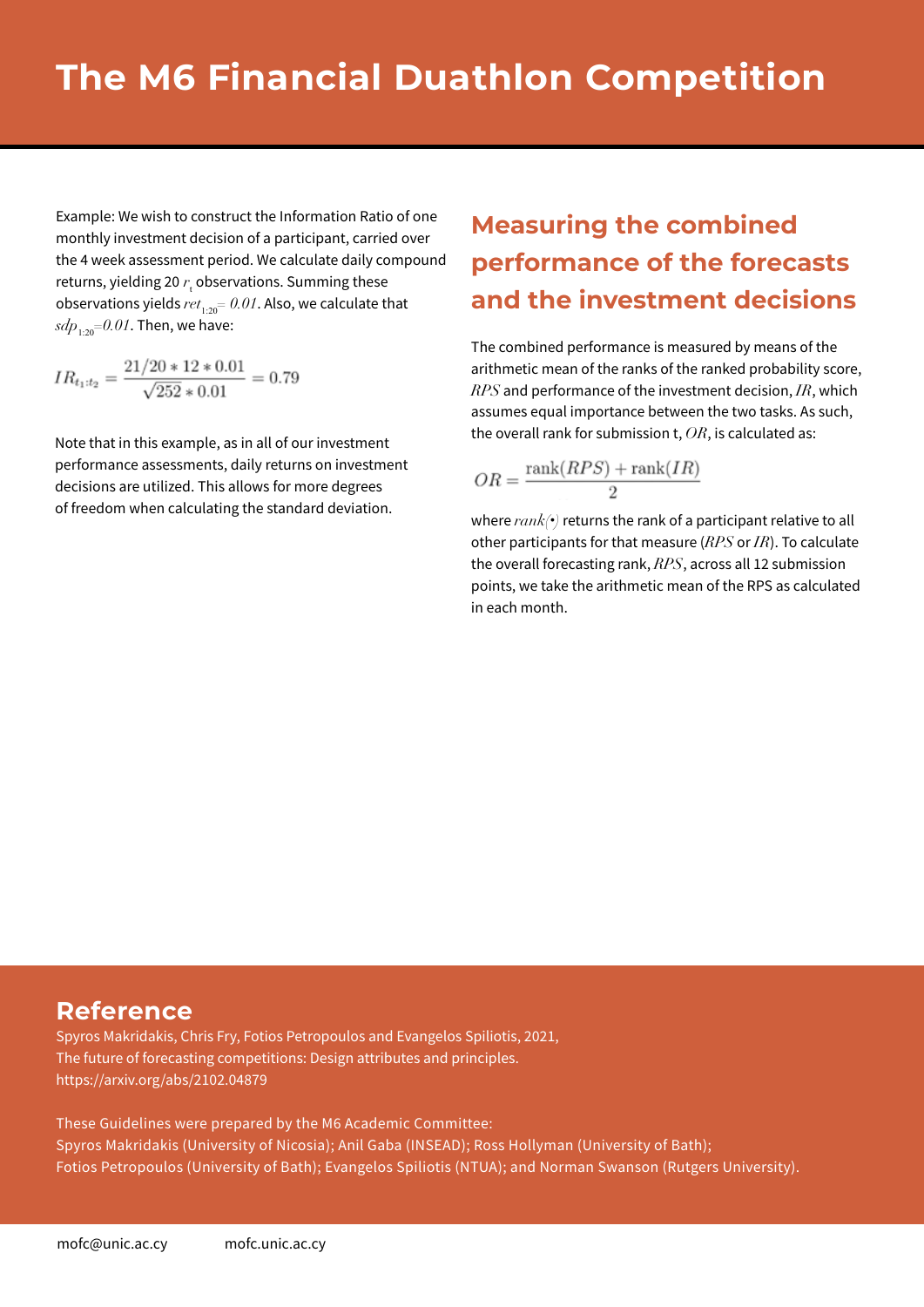Example: We wish to construct the Information Ratio of one monthly investment decision of a participant, carried over the 4 week assessment period. We calculate daily compound returns, yielding 20 $r_t$ observations. Summing these observations yields $ret_{1:20} = 0.01$. Also, we calculate that $sdp_{1:20} = 0.01$. Then, we have:

$$IR_{t_1:t_2} = \frac{21/20 * 12 * 0.01}{\sqrt{252} * 0.01} = 0.79$$

Note that in this example, as in all of our investment performance assessments, daily returns on investment decisions are utilized. This allows for more degrees of freedom when calculating the standard deviation.

## Measuring the combined performance of the forecasts and the investment decisions

The combined performance is measured by means of the arithmetic mean of the ranks of the ranked probability score, $RPS$ and performance of the investment decision, $IR$, which assumes equal importance between the two tasks. As such, the overall rank for submission t, $OR$, is calculated as:

$$OR = \frac{\text{rank}(RPS) + \text{rank}(IR)}{2}$$

where $rank(\bullet)$ returns the rank of a participant relative to all other participants for that measure ($RPS$ or $IR$). To calculate the overall forecasting rank, $RPS$, across all 12 submission points, we take the arithmetic mean of the RPS as calculated in each month.

## Reference

Spyros Makridakis, Chris Fry, Fotios Petropoulos and Evangelos Spiliotis, 2021,
The future of forecasting competitions: Design attributes and principles.
https://arxiv.org/abs/2102.04879

These Guidelines were prepared by the M6 Academic Committee:
Spyros Makridakis (University of Nicosia); Anil Gaba (INSEAD); Ross Hollyman (University of Bath);
Fotios Petropoulos (University of Bath); Evangelos Spiliotis (NTUA); and Norman Swanson (Rutgers University).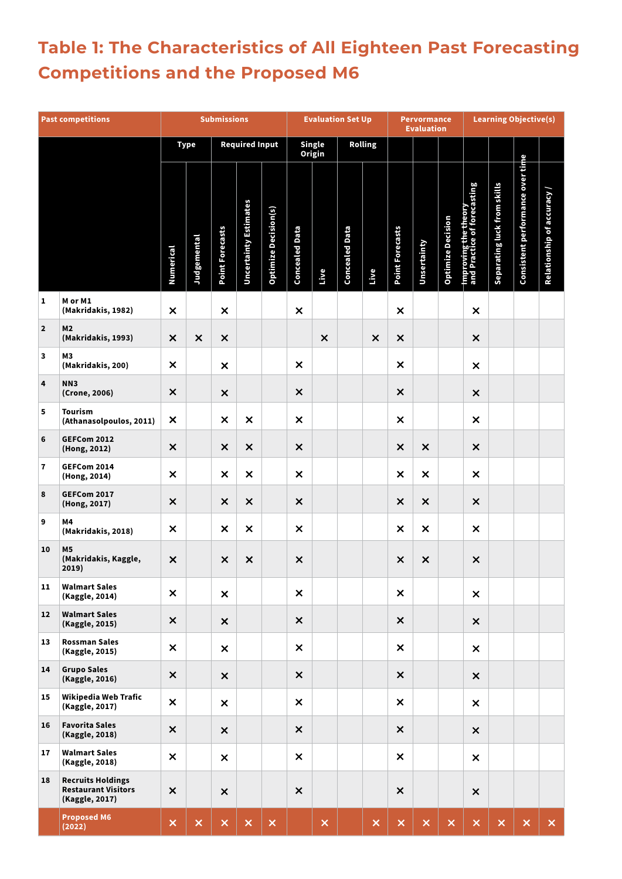# Table 1: The Characteristics of All Eighteen Past Forecasting Competitions and the Proposed M6

| Past competitions | | Submissions | | | | | Evaluation Set Up | | | | Pervormance Evaluation | | | Learning Objective(s) | | | |
|---|---|---|---|---|---|---|---|---|---|---|---|---|---|---|---|---|---|
| | | Type | | Required Input | | | Single Origin | | Rolling | | | | | | | | |
| | | Numerical | Judgemental | Point Forecasts | Uncertainty Estimates | Optimize Decision(s) | Concealed Data | Live | Concealed Data | Live | Point Forecasts | Unsertainty | Optimize Decision | Improving the theory and Practice of forecasting | Separating luck from skills | Consistent performance over time | Relationship of accuracy / |
| 1 | M or M1 (Makridakis, 1982) | × | | × | | | × | | | | × | | | × | | | |
| 2 | M2 (Makridakis, 1993) | × | × | × | | | | × | | × | × | | | × | | | |
| 3 | M3 (Makridakis, 200) | × | | × | | | × | | | | × | | | × | | | |
| 4 | NN3 (Crone, 2006) | × | | × | | | × | | | | × | | | × | | | |
| 5 | Tourism (Athanasolpoulos, 2011) | × | | × | × | | × | | | | × | | | × | | | |
| 6 | GEFCom 2012 (Hong, 2012) | × | | × | × | | × | | | | × | × | | × | | | |
| 7 | GEFCom 2014 (Hong, 2014) | × | | × | × | | × | | | | × | × | | × | | | |
| 8 | GEFCom 2017 (Hong, 2017) | × | | × | × | | × | | | | × | × | | × | | | |
| 9 | M4 (Makridakis, 2018) | × | | × | × | | × | | | | × | × | | × | | | |
| 10 | M5 (Makridakis, Kaggle, 2019) | × | | × | × | | × | | | | × | × | | × | | | |
| 11 | Walmart Sales (Kaggle, 2014) | × | | × | | | × | | | | × | | | × | | | |
| 12 | Walmart Sales (Kaggle, 2015) | × | | × | | | × | | | | × | | | × | | | |
| 13 | Rossman Sales (Kaggle, 2015) | × | | × | | | × | | | | × | | | × | | | |
| 14 | Grupo Sales (Kaggle, 2016) | × | | × | | | × | | | | × | | | × | | | |
| 15 | Wikipedia Web Trafic (Kaggle, 2017) | × | | × | | | × | | | | × | | | × | | | |
| 16 | Favorita Sales (Kaggle, 2018) | × | | × | | | × | | | | × | | | × | | | |
| 17 | Walmart Sales (Kaggle, 2018) | × | | × | | | × | | | | × | | | × | | | |
| 18 | Recruits Holdings Restaurant Visitors (Kaggle, 2017) | × | | × | | | × | | | | × | | | × | | | |
| | Proposed M6 (2022) | × | × | × | × | × | | × | | × | × | × | × | × | × | × | × |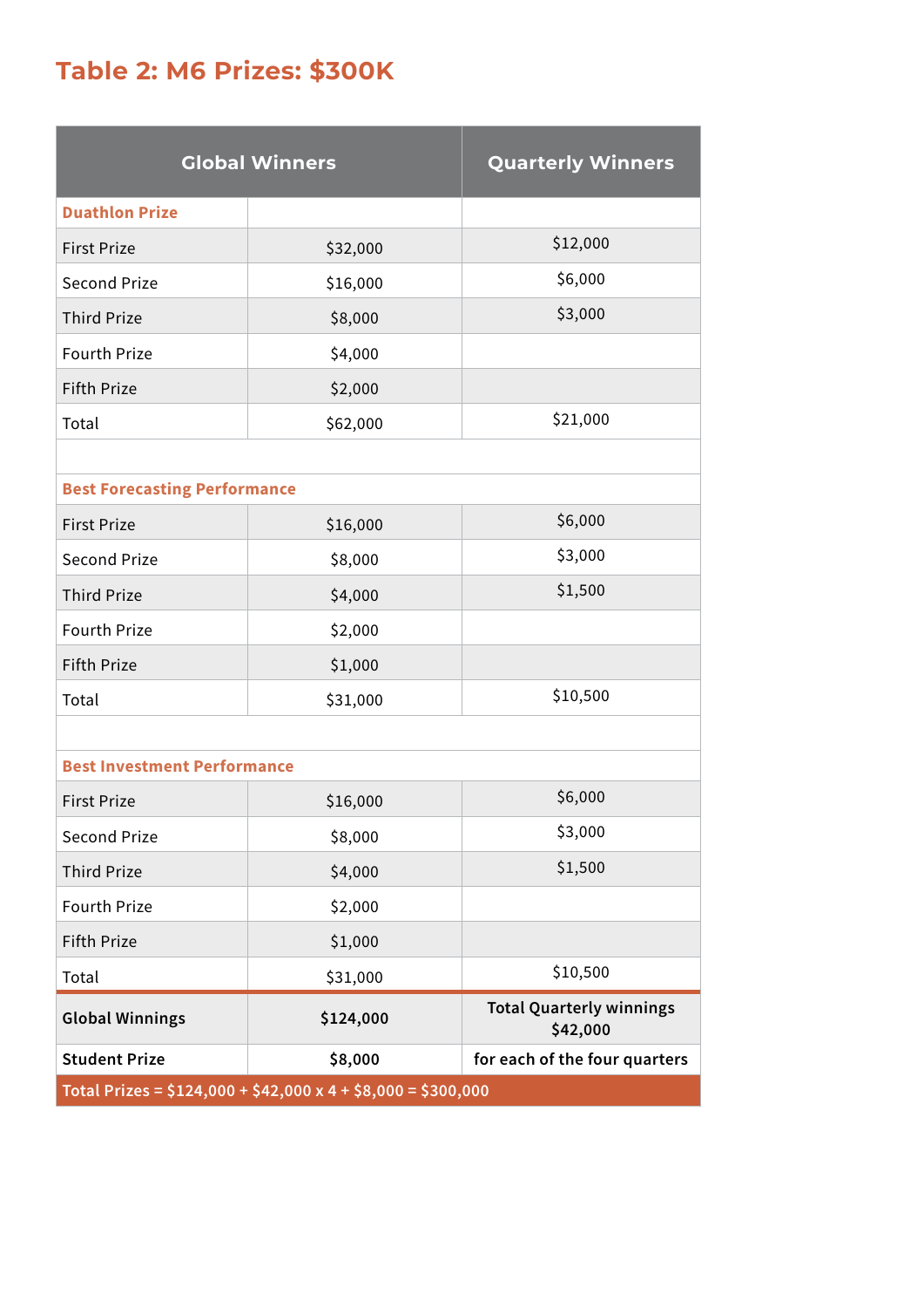## Table 2: M6 Prizes: $300K

| Global Winners | | Quarterly Winners |
|---|---|---|
| **Duathlon Prize** | | |
| First Prize | $32,000 | $12,000 |
| Second Prize | $16,000 | $6,000 |
| Third Prize | $8,000 | $3,000 |
| Fourth Prize | $4,000 | |
| Fifth Prize | $2,000 | |
| Total | $62,000 | $21,000 |
| | | |
| **Best Forecasting Performance** | | |
| First Prize | $16,000 | $6,000 |
| Second Prize | $8,000 | $3,000 |
| Third Prize | $4,000 | $1,500 |
| Fourth Prize | $2,000 | |
| Fifth Prize | $1,000 | |
| Total | $31,000 | $10,500 |
| | | |
| **Best Investment Performance** | | |
| First Prize | $16,000 | $6,000 |
| Second Prize | $8,000 | $3,000 |
| Third Prize | $4,000 | $1,500 |
| Fourth Prize | $2,000 | |
| Fifth Prize | $1,000 | |
| Total | $31,000 | $10,500 |
| **Global Winnings** | **$124,000** | **Total Quarterly winnings $42,000** |
| **Student Prize** | **$8,000** | **for each of the four quarters** |
| **Total Prizes = $124,000 + $42,000 x 4 + $8,000 = $300,000** | | |